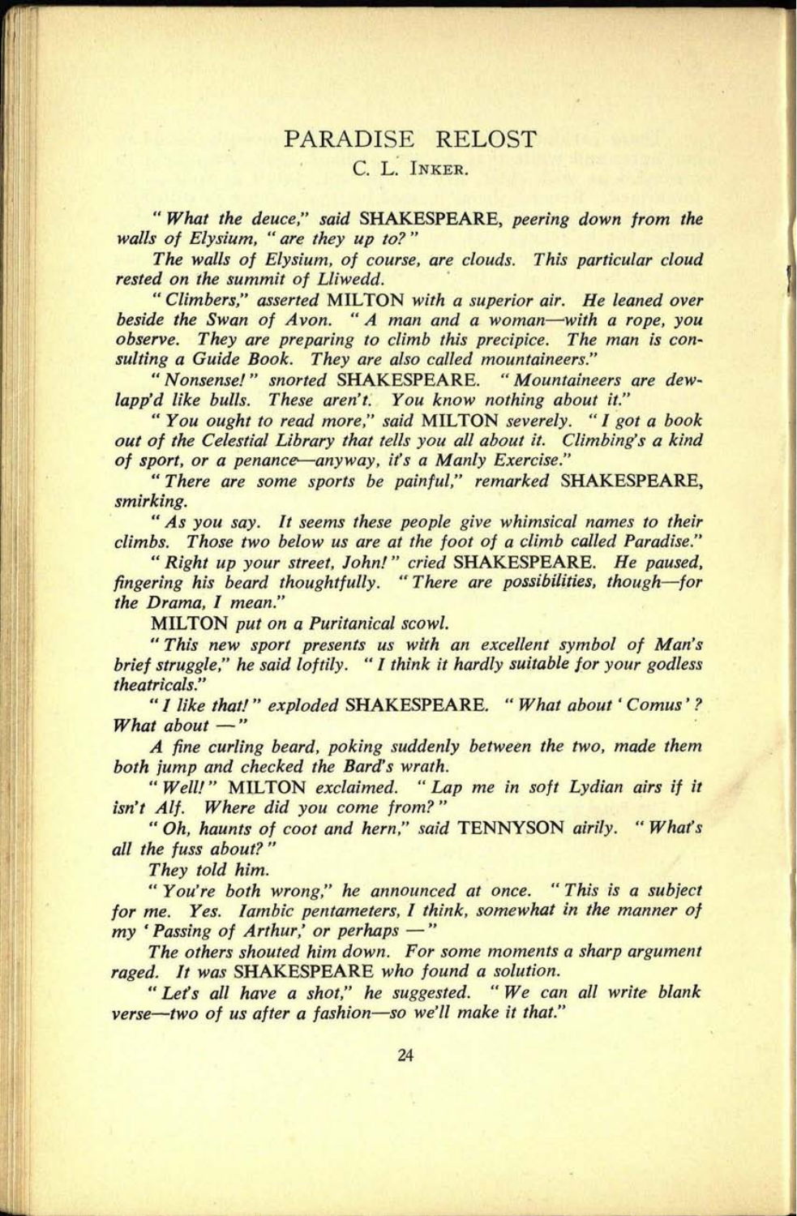# PARADISE RELOST

C. L. INKER.

*" What the deuce," said* SHAKESPEARE, *peering down from the walls of Elysium, " are they up to? "*

*The walls of Elysium, of course, are clouds. This particular cloud rested on the summit of Lliwedd.*

*" Climbers," asserted* MILTON *with a superior air. He leaned over beside the Swan of Avon. " A man and a woman—with a rope, you observe. They are preparing to climb this precipice. The man is consulting a Guide Book. They are also called mountaineers."*

*" Nonsense! " snorted* SHAKESPEARE. *" Mountaineers are dew-lapp'd like bulls. These aren't. You know nothing about it."*

*" You ought to read more," said* MILTON *severely. " I got a book out of the Celestial Library that tells you all about it. Climbing's a kind of sport, or a penance—anyway, it's a Manly Exercise."*

*" There are some sports be painful," remarked* SHAKESPEARE, *smirking.*

*" As you say. It seems these people give whimsical names to their climbs. Those two below us are at the foot of a climb called Paradise."*

*" Right up your street, John! " cried* SHAKESPEARE. *He paused, fingering his beard thoughtfully. " There are possibilities, though—for the Drama, I mean."*

MILTON *put on a Puritanical scowl.*

*" This new sport presents us with an excellent symbol of Man's brief struggle," he said loftily. " I think it hardly suitable for your godless theatricals."*

*" I like that! " exploded* SHAKESPEARE. *" What about ' Comus ' ? What about — "*

*A fine curling beard, poking suddenly between the two, made them both jump and checked the Bard's wrath.*

*" Well! "* MILTON *exclaimed. " Lap me in soft Lydian airs if it isn't Alf. Where did you come from? "*

*" Oh, haunts of coot and hern," said* TENNYSON *airily. " What's all the fuss about? "*

*They told him.*

*" You're both wrong," he announced at once. " This is a subject for me. Yes. Iambic pentameters, I think, somewhat in the manner of my ' Passing of Arthur,' or perhaps — "*

*The others shouted him down. For some moments a sharp argument raged. It was* SHAKESPEARE *who found a solution.*

*" Let's all have a shot," he suggested. " We can all write blank verse—two of us after a fashion—so we'll make it that."*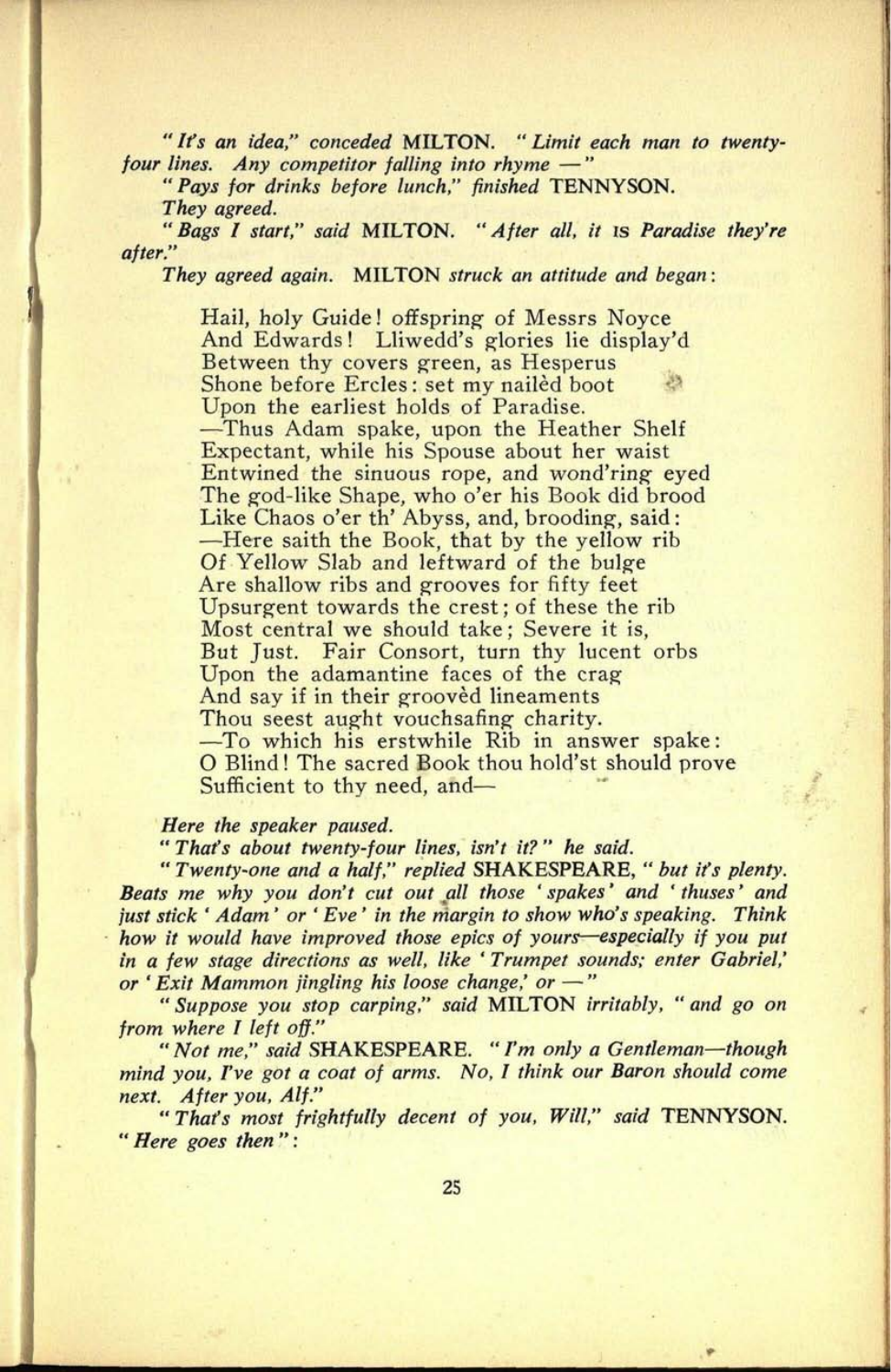*"It's an idea,"* *conceded* MILTON. *"Limit each man to twenty-four lines. Any competitor falling into rhyme —"*

*"Pays for drinks before lunch,"* *finished* TENNYSON.

*They agreed.*

*"Bags I start,"* *said* MILTON. *"After all, it* IS *Paradise they're after."*

*They agreed again.* MILTON *struck an attitude and began*:

> Hail, holy Guide! offspring of Messrs Noyce
> And Edwards! Lliwedd's glories lie display'd
> Between thy covers green, as Hesperus
> Shone before Ercles: set my nailèd boot
> Upon the earliest holds of Paradise.
> —Thus Adam spake, upon the Heather Shelf
> Expectant, while his Spouse about her waist
> Entwined the sinuous rope, and wond'ring eyed
> The god-like Shape, who o'er his Book did brood
> Like Chaos o'er th' Abyss, and, brooding, said:
> —Here saith the Book, that by the yellow rib
> Of Yellow Slab and leftward of the bulge
> Are shallow ribs and grooves for fifty feet
> Upsurgent towards the crest; of these the rib
> Most central we should take; Severe it is,
> But Just. Fair Consort, turn thy lucent orbs
> Upon the adamantine faces of the crag
> And say if in their groovèd lineaments
> Thou seest aught vouchsafing charity.
> —To which his erstwhile Rib in answer spake:
> O Blind! The sacred Book thou hold'st should prove
> Sufficient to thy need, and—

*Here the speaker paused.*

*"That's about twenty-four lines, isn't it?"* *he said.*

*"Twenty-one and a half,"* *replied* SHAKESPEARE, *"but it's plenty. Beats me why you don't cut out all those 'spakes' and 'thuses' and just stick 'Adam' or 'Eve' in the margin to show who's speaking. Think how it would have improved those epics of yours—especially if you put in a few stage directions as well, like 'Trumpet sounds; enter Gabriel,' or 'Exit Mammon jingling his loose change,' or —"*

*"Suppose you stop carping,"* *said* MILTON *irritably, "and go on from where I left off."*

*"Not me,"* *said* SHAKESPEARE. *"I'm only a Gentleman—though mind you, I've got a coat of arms. No, I think our Baron should come next. After you, Alf."*

*"That's most frightfully decent of you, Will,"* *said* TENNYSON. *"Here goes then"*: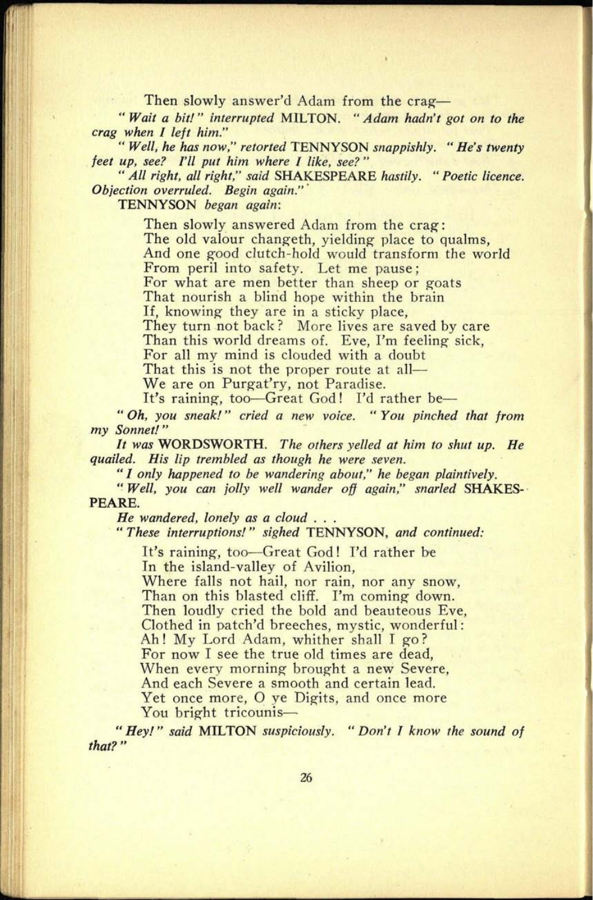Then slowly answer'd Adam from the crag—

*"Wait a bit!" interrupted* MILTON. *"Adam hadn't got on to the crag when I left him."*

*"Well, he has now," retorted* TENNYSON *snappishly. "He's twenty feet up, see? I'll put him where I like, see?"*

*"All right, all right," said* SHAKESPEARE *hastily. "Poetic licence. Objection overruled. Begin again."*

TENNYSON *began again*:

> Then slowly answered Adam from the crag:
> The old valour changeth, yielding place to qualms,
> And one good clutch-hold would transform the world
> From peril into safety. Let me pause;
> For what are men better than sheep or goats
> That nourish a blind hope within the brain
> If, knowing they are in a sticky place,
> They turn not back? More lives are saved by care
> Than this world dreams of. Eve, I'm feeling sick,
> For all my mind is clouded with a doubt
> That this is not the proper route at all—
> We are on Purgat'ry, not Paradise.
> It's raining, too—Great God! I'd rather be—

*"Oh, you sneak!" cried a new voice. "You pinched that from my Sonnet!"*

*It was* WORDSWORTH. *The others yelled at him to shut up. He quailed. His lip trembled as though he were seven.*

*"I only happened to be wandering about," he began plaintively.*

*"Well, you can jolly well wander off again," snarled* SHAKESPEARE.

*He wandered, lonely as a cloud . . .*

*"These interruptions!" sighed* TENNYSON, *and continued:*

> It's raining, too—Great God! I'd rather be
> In the island-valley of Avilion,
> Where falls not hail, nor rain, nor any snow,
> Than on this blasted cliff. I'm coming down.
> Then loudly cried the bold and beauteous Eve,
> Clothed in patch'd breeches, mystic, wonderful:
> Ah! My Lord Adam, whither shall I go?
> For now I see the true old times are dead,
> When every morning brought a new Severe,
> And each Severe a smooth and certain lead.
> Yet once more, O ye Digits, and once more
> You bright tricounis—

*"Hey!" said* MILTON *suspiciously. "Don't I know the sound of that?"*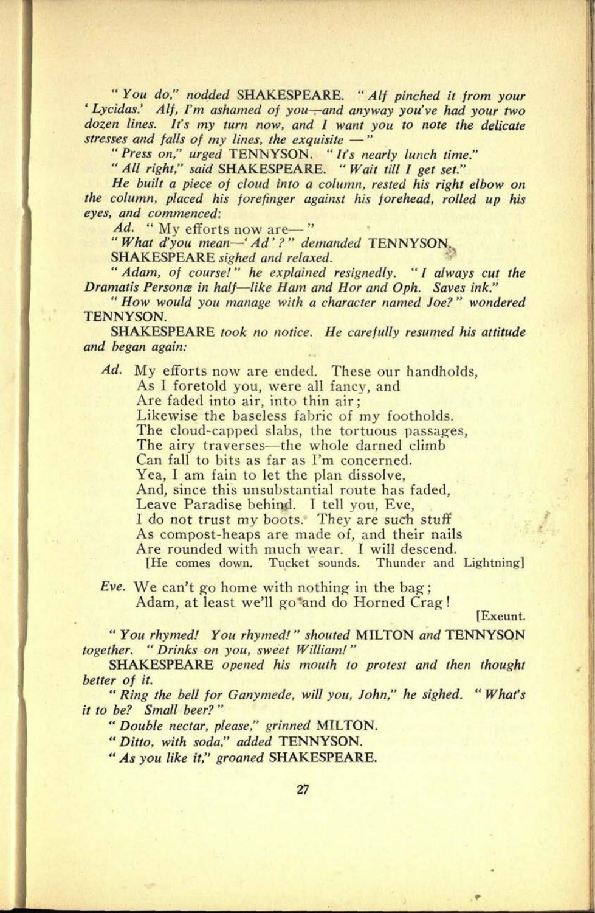*"You do," nodded* SHAKESPEARE. *"Alf pinched it from your 'Lycidas.' Alf, I'm ashamed of you—and anyway you've had your two dozen lines. It's my turn now, and I want you to note the delicate stresses and falls of my lines, the exquisite —"*

*"Press on," urged* TENNYSON. *"It's nearly lunch time."*

*"All right," said* SHAKESPEARE. *"Wait till I get set."*

*He built a piece of cloud into a column, rested his right elbow on the column, placed his forefinger against his forehead, rolled up his eyes, and commenced:*

*Ad.* "My efforts now are—"

*"What d'you mean—'Ad'?" demanded* TENNYSON.

SHAKESPEARE *sighed and relaxed.*

*"Adam, of course!" he explained resignedly. "I always cut the Dramatis Personæ in half—like Ham and Hor and Oph. Saves ink."*

*"How would you manage with a character named Joe?" wondered* TENNYSON.

SHAKESPEARE *took no notice. He carefully resumed his attitude and began again:*

*Ad.* My efforts now are ended. These our handholds,
As I foretold you, were all fancy, and
Are faded into air, into thin air;
Likewise the baseless fabric of my footholds.
The cloud-capped slabs, the tortuous passages,
The airy traverses—the whole darned climb
Can fall to bits as far as I'm concerned.
Yea, I am fain to let the plan dissolve,
And, since this unsubstantial route has faded,
Leave Paradise behind. I tell you, Eve,
I do not trust my boots. They are such stuff
As compost-heaps are made of, and their nails
Are rounded with much wear. I will descend.
[He comes down. Tucket sounds. Thunder and Lightning]

*Eve.* We can't go home with nothing in the bag;
Adam, at least we'll go and do Horned Crag!

[Exeunt.

*"You rhymed! You rhymed!" shouted* MILTON *and* TENNYSON *together. "Drinks on you, sweet William!"*

SHAKESPEARE *opened his mouth to protest and then thought better of it.*

*"Ring the bell for Ganymede, will you, John," he sighed. "What's it to be? Small beer?"*

*"Double nectar, please," grinned* MILTON.

*"Ditto, with soda," added* TENNYSON.

*"As you like it," groaned* SHAKESPEARE.